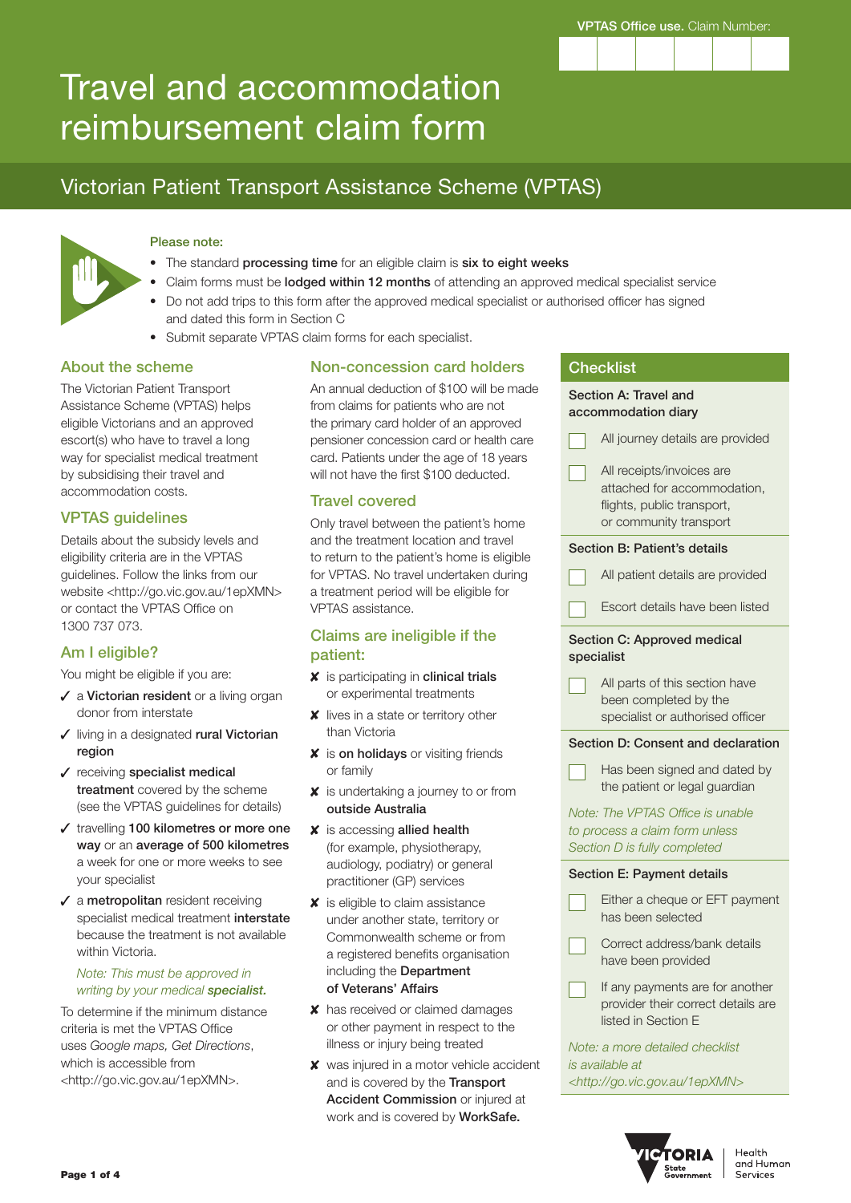VPTAS Office use. Claim Number:

# Travel and accommodation reimbursement claim form

## Victorian Patient Transport Assistance Scheme (VPTAS)

**Please note:**

- The standard **processing time** for an eligible claim is **six to eight weeks**
- Claim forms must be **lodged within 12 months** of attending an approved medical specialist service
- Do not add trips to this form after the approved medical specialist or authorised officer has signed and dated this form in Section C
- Submit separate VPTAS claim forms for each specialist.

### About the scheme

The Victorian Patient Transport Assistance Scheme (VPTAS) helps eligible Victorians and an approved escort(s) who have to travel a long way for specialist medical treatment by subsidising their travel and accommodation costs.

### VPTAS guidelines

Details about the subsidy levels and eligibility criteria are in the VPTAS guidelines. Follow the links from our website <http://go.vic.gov.au/1epXMN> or contact the VPTAS Office on 1300 737 073.

### Am I eligible?

You might be eligible if you are:

- ✓ a **Victorian resident** or a living organ donor from interstate
- ✓ living in a designated **rural Victorian region**
- ✓ receiving **specialist medical treatment** covered by the scheme (see the VPTAS guidelines for details)
- ✓ travelling **100 kilometres or more one way** or an **average of 500 kilometres** a week for one or more weeks to see your specialist
- ✓ a **metropolitan** resident receiving specialist medical treatment **interstate** because the treatment is not available within Victoria.

  *Note: This must be approved in writing by your medical **specialist.***

To determine if the minimum distance criteria is met the VPTAS Office uses *Google maps, Get Directions*, which is accessible from <http://go.vic.gov.au/1epXMN>.

### Non-concession card holders

An annual deduction of $100 will be made from claims for patients who are not the primary card holder of an approved pensioner concession card or health care card. Patients under the age of 18 years will not have the first $100 deducted.

### Travel covered

Only travel between the patient's home and the treatment location and travel to return to the patient's home is eligible for VPTAS. No travel undertaken during a treatment period will be eligible for VPTAS assistance.

### Claims are ineligible if the patient:

- ✘ is participating in **clinical trials** or experimental treatments
- ✘ lives in a state or territory other than Victoria
- ✘ is **on holidays** or visiting friends or family
- ✘ is undertaking a journey to or from **outside Australia**
- ✘ is accessing **allied health** (for example, physiotherapy, audiology, podiatry) or general practitioner (GP) services
- ✘ is eligible to claim assistance under another state, territory or Commonwealth scheme or from a registered benefits organisation including the **Department of Veterans' Affairs**
- ✘ has received or claimed damages or other payment in respect to the illness or injury being treated
- ✘ was injured in a motor vehicle accident and is covered by the **Transport Accident Commission** or injured at work and is covered by **WorkSafe.**

### Checklist

**Section A: Travel and accommodation diary**

- ☐ All journey details are provided
- ☐ All receipts/invoices are attached for accommodation, flights, public transport, or community transport

**Section B: Patient's details**

- ☐ All patient details are provided
- ☐ Escort details have been listed

**Section C: Approved medical specialist**

- ☐ All parts of this section have been completed by the specialist or authorised officer

**Section D: Consent and declaration**

- ☐ Has been signed and dated by the patient or legal guardian

*Note: The VPTAS Office is unable to process a claim form unless Section D is fully completed*

**Section E: Payment details**

- ☐ Either a cheque or EFT payment has been selected
- ☐ Correct address/bank details have been provided
- ☐ If any payments are for another provider their correct details are listed in Section E

*Note: a more detailed checklist is available at <http://go.vic.gov.au/1epXMN>*

Victoria State Government — Health and Human Services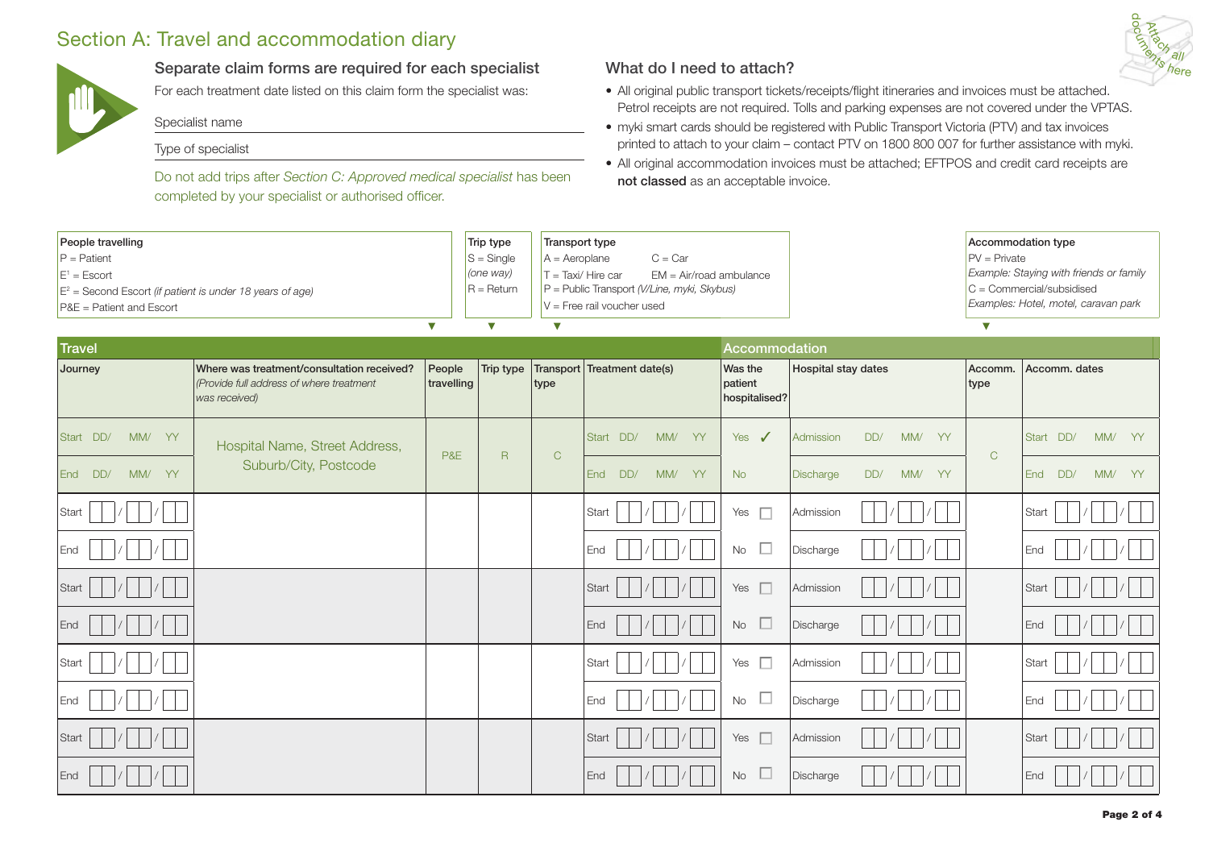# Section A: Travel and accommodation diary

## Separate claim forms are required for each specialist

For each treatment date listed on this claim form the specialist was:

Specialist name

Type of specialist

Do not add trips after *Section C: Approved medical specialist* has been completed by your specialist or authorised officer.

## What do I need to attach?

- All original public transport tickets/receipts/flight itineraries and invoices must be attached. Petrol receipts are not required. Tolls and parking expenses are not covered under the VPTAS.
- myki smart cards should be registered with Public Transport Victoria (PTV) and tax invoices printed to attach to your claim – contact PTV on 1800 800 007 for further assistance with myki.
- All original accommodation invoices must be attached; EFTPOS and credit card receipts are **not classed** as an acceptable invoice.

Attach all documents here

**People travelling**
P = Patient
E[1] = Escort
E[2] = Second Escort *(if patient is under 18 years of age)*
P&E = Patient and Escort

**Trip type**
S = Single *(one way)*
R = Return

**Transport type**
A = Aeroplane
C = Car
T = Taxi/ Hire car
EM = Air/road ambulance
P = Public Transport *(V/Line, myki, Skybus)*
V = Free rail voucher used

**Accommodation type**
PV = Private
*Example: Staying with friends or family*
C = Commercial/subsidised
*Examples: Hotel, motel, caravan park*

| Travel | | | | | | Accommodation | | | |
|---|---|---|---|---|---|---|---|---|---|
| Journey | Where was treatment/consultation received? *(Provide full address of where treatment was received)* | People travelling | Trip type | Transport type | Treatment date(s) | Was the patient hospitalised? | Hospital stay dates | Accomm. type | Accomm. dates |
| Start DD/ MM/ YY | Hospital Name, Street Address, Suburb/City, Postcode | P&E | R | C | Start DD/ MM/ YY | Yes ✓ | Admission DD/ MM/ YY | C | Start DD/ MM/ YY |
| End DD/ MM/ YY | | | | | End DD/ MM/ YY | No | Discharge DD/ MM/ YY | | End DD/ MM/ YY |
| Start / / | | | | | Start / / | Yes ☐ | Admission / / | | Start / / |
| End / / | | | | | End / / | No ☐ | Discharge / / | | End / / |
| Start / / | | | | | Start / / | Yes ☐ | Admission / / | | Start / / |
| End / / | | | | | End / / | No ☐ | Discharge / / | | End / / |
| Start / / | | | | | Start / / | Yes ☐ | Admission / / | | Start / / |
| End / / | | | | | End / / | No ☐ | Discharge / / | | End / / |
| Start / / | | | | | Start / / | Yes ☐ | Admission / / | | Start / / |
| End / / | | | | | End / / | No ☐ | Discharge / / | | End / / |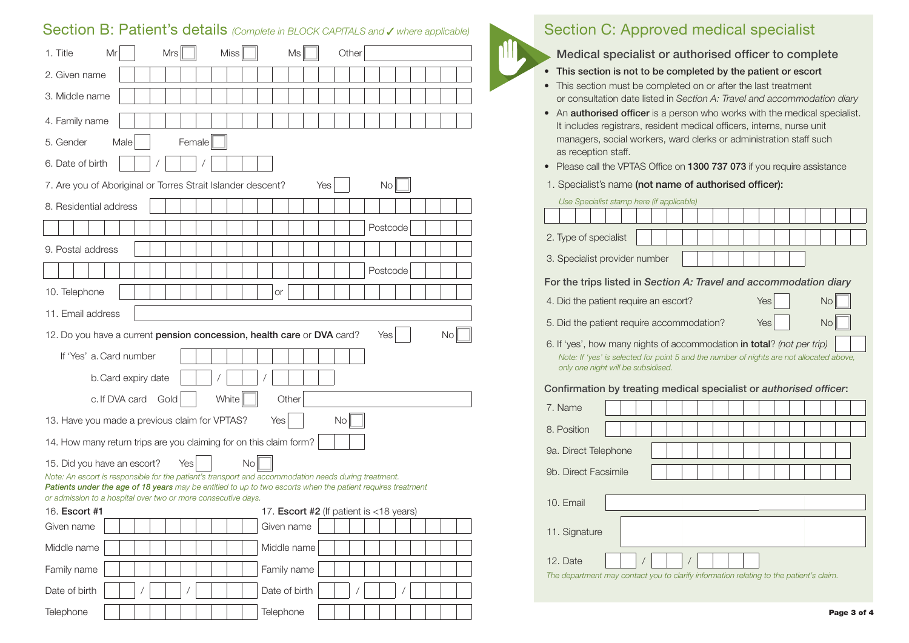## Section B: Patient's details *(Complete in BLOCK CAPITALS and ✓ where applicable)*

1. Title Mr ☐ Mrs ☐ Miss ☐ Ms ☐ Other ______

2. Given name ______

3. Middle name ______

4. Family name ______

5. Gender Male ☐ Female ☐

6. Date of birth __ / __ / ____

7. Are you of Aboriginal or Torres Strait Islander descent? Yes ☐ No ☐

8. Residential address ______ Postcode ______

9. Postal address ______ Postcode ______

10. Telephone ______ or ______

11. Email address ______

12. Do you have a current **pension concession, health care** or **DVA** card? Yes ☐ No ☐

If 'Yes' a. Card number ______

b. Card expiry date __ / __ / ____

c. If DVA card Gold ☐ White ☐ Other ______

13. Have you made a previous claim for VPTAS? Yes ☐ No ☐

14. How many return trips are you claiming for on this claim form? ______

15. Did you have an escort? Yes ☐ No ☐

*Note: An escort is responsible for the patient's transport and accommodation needs during treatment.* ***Patients under the age of 18 years*** *may be entitled to up to two escorts when the patient requires treatment or admission to a hospital over two or more consecutive days.*

| 16. **Escort #1** | | 17. **Escort #2** (If patient is <18 years) | |
|---|---|---|---|
| Given name | | Given name | |
| Middle name | | Middle name | |
| Family name | | Family name | |
| Date of birth | __ / __ / ____ | Date of birth | __ / __ / ____ |
| Telephone | | Telephone | |

## Section C: Approved medical specialist

### Medical specialist or authorised officer to complete

- **This section is not to be completed by the patient or escort**
- This section must be completed on or after the last treatment or consultation date listed in *Section A: Travel and accommodation diary*
- An **authorised officer** is a person who works with the medical specialist. It includes registrars, resident medical officers, interns, nurse unit managers, social workers, ward clerks or administration staff such as reception staff.
- Please call the VPTAS Office on **1300 737 073** if you require assistance

1. Specialist's name **(not name of authorised officer):**

*Use Specialist stamp here (if applicable)*

______

2. Type of specialist ______

3. Specialist provider number ______

### For the trips listed in *Section A: Travel and accommodation diary*

4. Did the patient require an escort? Yes ☐ No ☐

5. Did the patient require accommodation? Yes ☐ No ☐

6. If 'yes', how many nights of accommodation **in total**? *(not per trip)* ______

*Note: If 'yes' is selected for point 5 and the number of nights are not allocated above, only one night will be subsidised.*

### Confirmation by treating medical specialist or *authorised officer*:

7. Name ______

8. Position ______

9a. Direct Telephone ______

9b. Direct Facsimile ______

10. Email ______

11. Signature ______

12. Date __ / __ / ____

*The department may contact you to clarify information relating to the patient's claim.*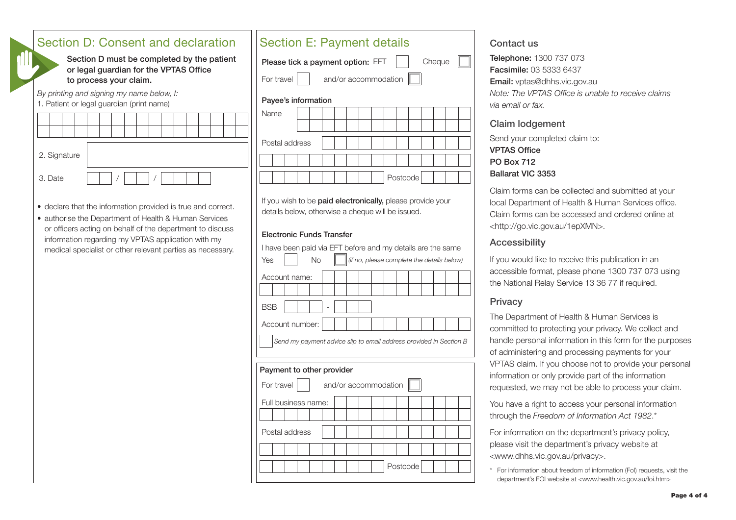## Section D: Consent and declaration

**Section D must be completed by the patient or legal guardian for the VPTAS Office to process your claim.**

*By printing and signing my name below, I:*

1. Patient or legal guardian (print name)

2. Signature

3. Date ___ / ___ / ______

- declare that the information provided is true and correct.
- authorise the Department of Health & Human Services or officers acting on behalf of the department to discuss information regarding my VPTAS application with my medical specialist or other relevant parties as necessary.

## Section E: Payment details

**Please tick a payment option:** EFT ☐ Cheque ☐

For travel ☐ and/or accommodation ☐

**Payee's information**

Name

Postal address

Postcode

If you wish to be **paid electronically,** please provide your details below, otherwise a cheque will be issued.

**Electronic Funds Transfer**

I have been paid via EFT before and my details are the same

Yes ☐ No ☐ *(if no, please complete the details below)*

Account name:

BSB ___ - ___

Account number:

☐ *Send my payment advice slip to email address provided in Section B*

**Payment to other provider**

For travel ☐ and/or accommodation ☐

Full business name:

Postal address

Postcode

### Contact us

**Telephone:** 1300 737 073
**Facsimile:** 03 5333 6437
**Email:** vptas@dhhs.vic.gov.au
*Note: The VPTAS Office is unable to receive claims via email or fax.*

### Claim lodgement

Send your completed claim to:
**VPTAS Office**
**PO Box 712**
**Ballarat VIC 3353**

Claim forms can be collected and submitted at your local Department of Health & Human Services office. Claim forms can be accessed and ordered online at <http://go.vic.gov.au/1epXMN>.

### Accessibility

If you would like to receive this publication in an accessible format, please phone 1300 737 073 using the National Relay Service 13 36 77 if required.

### Privacy

The Department of Health & Human Services is committed to protecting your privacy. We collect and handle personal information in this form for the purposes of administering and processing payments for your VPTAS claim. If you choose not to provide your personal information or only provide part of the information requested, we may not be able to process your claim.

You have a right to access your personal information through the *Freedom of Information Act 1982*.*

For information on the department's privacy policy, please visit the department's privacy website at <www.dhhs.vic.gov.au/privacy>.

* For information about freedom of information (FoI) requests, visit the department's FOI website at <www.health.vic.gov.au/foi.htm>